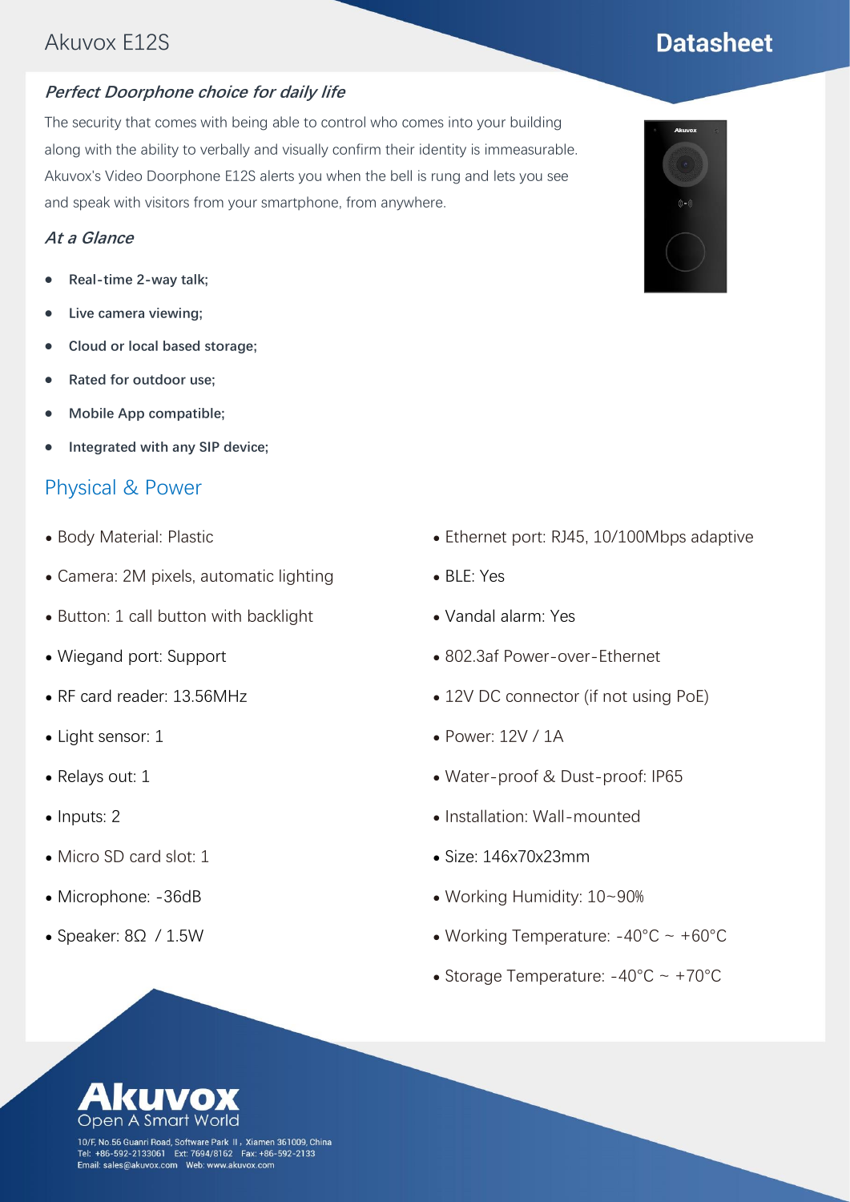Akuvox E12S

# Datasheet

### *Perfect Doorphone choice for daily life*

The security that comes with being able to control who comes into your building along with the ability to verbally and visually confirm their identity is immeasurable. Akuvox's Video Doorphone E12S alerts you when the bell is rung and lets you see and speak with visitors from your smartphone, from anywhere.

### *At a Glance*

- **Real-time 2-way talk;**
- **Live camera viewing;**
- **Cloud or local based storage;**
- **Rated for outdoor use;**
- **Mobile App compatible;**
- **Integrated with any SIP device;**

## Physical & Power

- Body Material: Plastic
- Camera: 2M pixels, automatic lighting
- Button: 1 call button with backlight
- Wiegand port: Support
- RF card reader: 13.56MHz
- Light sensor: 1
- Relays out: 1
- Inputs: 2
- Micro SD card slot: 1
- Microphone: -36dB
- Speaker: 8Ω / 1.5W
- Ethernet port: RJ45, 10/100Mbps adaptive
- BLE: Yes
- Vandal alarm: Yes
- 802.3af Power-over-Ethernet
- 12V DC connector (if not using PoE)
- Power: 12V / 1A
- Water-proof & Dust-proof: IP65
- Installation: Wall-mounted
- Size: 146x70x23mm
- Working Humidity: 10~90%
- Working Temperature: -40°C ~ +60°C
- Storage Temperature: -40°C ~ +70°C

**Akuvox**
Open A Smart World

10/F, No.56 Guanri Road, Software Park II, Xiamen 361009, China
Tel: +86-592-2133061 Ext: 7694/8162 Fax: +86-592-2133
Email: sales@akuvox.com Web: www.akuvox.com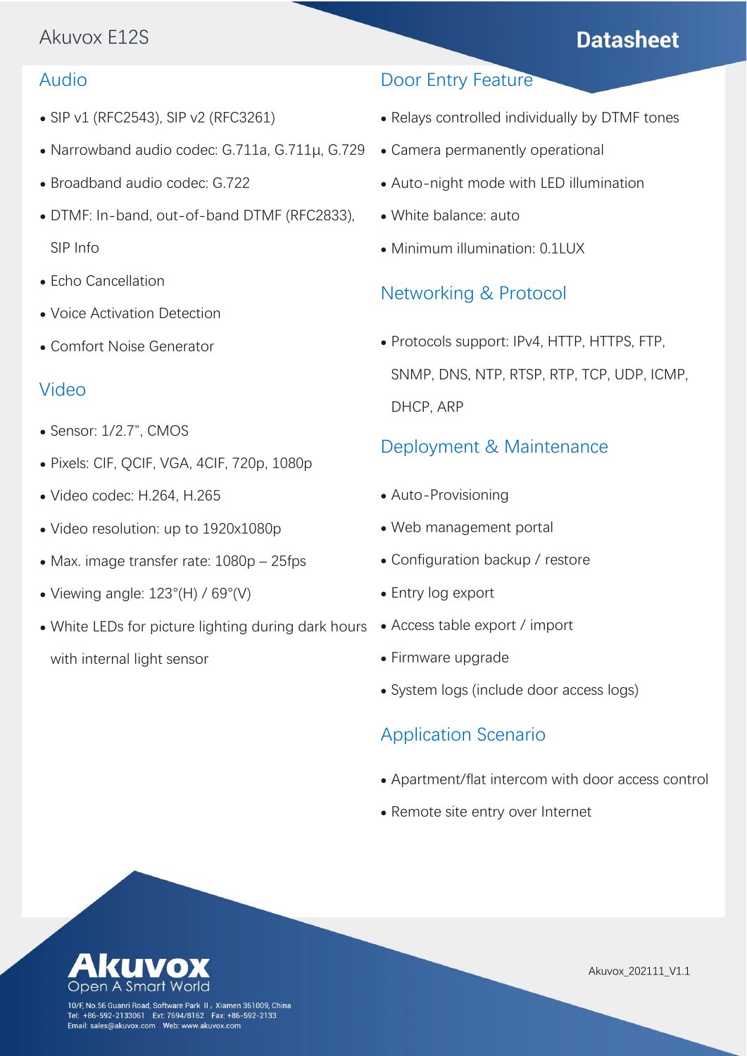## Audio

- SIP v1 (RFC2543), SIP v2 (RFC3261)
- Narrowband audio codec: G.711a, G.711µ, G.729
- Broadband audio codec: G.722
- DTMF: In-band, out-of-band DTMF (RFC2833), SIP Info
- Echo Cancellation
- Voice Activation Detection
- Comfort Noise Generator

## Video

- Sensor: 1/2.7", CMOS
- Pixels: CIF, QCIF, VGA, 4CIF, 720p, 1080p
- Video codec: H.264, H.265
- Video resolution: up to 1920x1080p
- Max. image transfer rate: 1080p – 25fps
- Viewing angle: 123°(H) / 69°(V)
- White LEDs for picture lighting during dark hours with internal light sensor

## Door Entry Feature

- Relays controlled individually by DTMF tones
- Camera permanently operational
- Auto-night mode with LED illumination
- White balance: auto
- Minimum illumination: 0.1LUX

## Networking & Protocol

- Protocols support: IPv4, HTTP, HTTPS, FTP, SNMP, DNS, NTP, RTSP, RTP, TCP, UDP, ICMP, DHCP, ARP

## Deployment & Maintenance

- Auto-Provisioning
- Web management portal
- Configuration backup / restore
- Entry log export
- Access table export / import
- Firmware upgrade
- System logs (include door access logs)

## Application Scenario

- Apartment/flat intercom with door access control
- Remote site entry over Internet

Akuvox
Open A Smart World

10/F, No.56 Guanri Road, Software Park II, Xiamen 361009, China
Tel: +86-592-2133061 Ext: 7694/8162 Fax: +86-592-2133
Email: sales@akuvox.com Web: www.akuvox.com

Akuvox_202111_V1.1